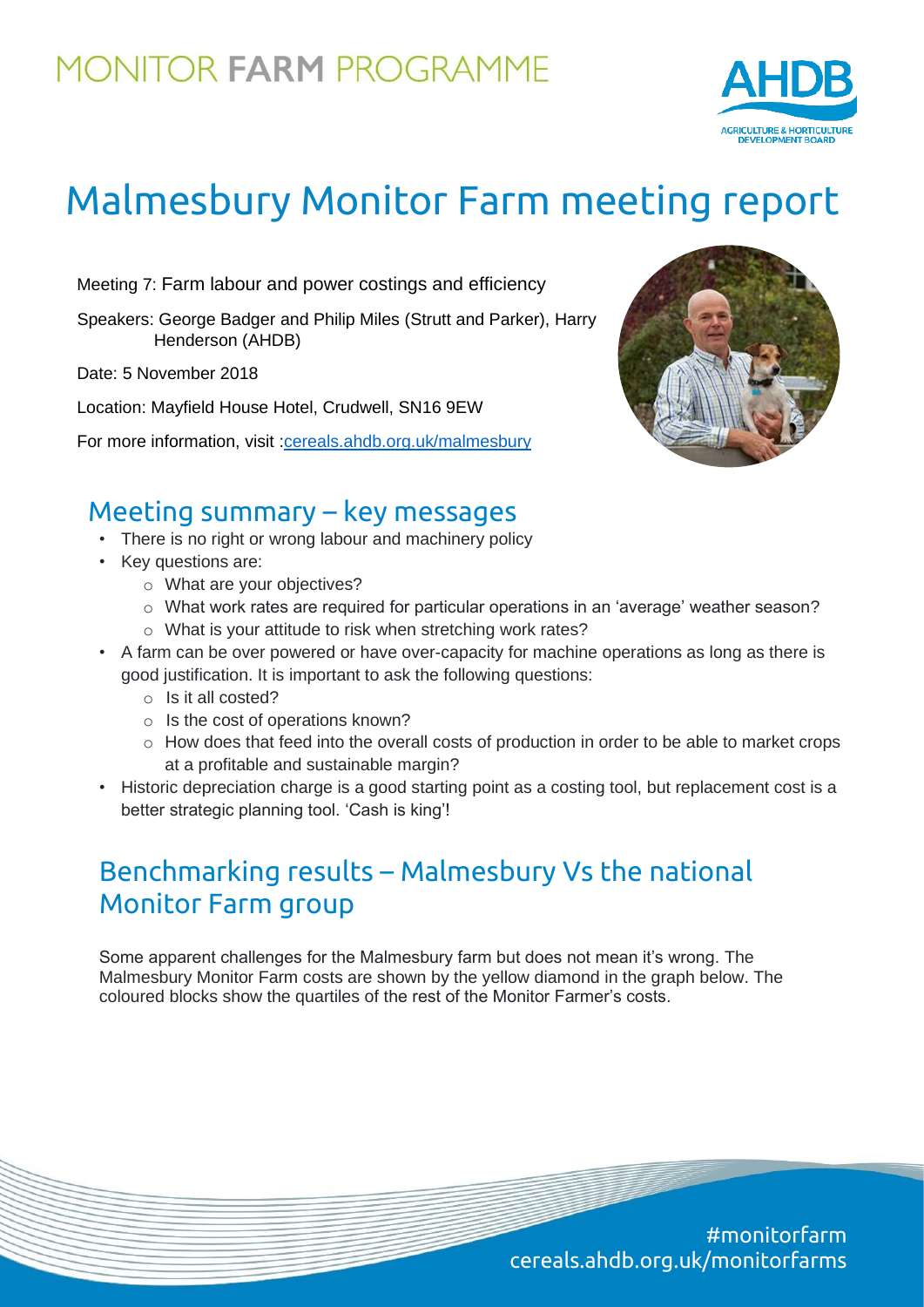# MONITOR FARM PROGRAMME

# Malmesbury Monitor Farm meeting report

Meeting 7: Farm labour and power costings and efficiency

Speakers: George Badger and Philip Miles (Strutt and Parker), Harry Henderson (AHDB)

Date: 5 November 2018

Location: Mayfield House Hotel, Crudwell, SN16 9EW

For more information, visit :cereals.ahdb.org.uk/malmesbury

## Meeting summary – key messages

- There is no right or wrong labour and machinery policy
- Key questions are:
  - What are your objectives?
  - What work rates are required for particular operations in an 'average' weather season?
  - What is your attitude to risk when stretching work rates?
- A farm can be over powered or have over-capacity for machine operations as long as there is good justification. It is important to ask the following questions:
  - Is it all costed?
  - Is the cost of operations known?
  - How does that feed into the overall costs of production in order to be able to market crops at a profitable and sustainable margin?
- Historic depreciation charge is a good starting point as a costing tool, but replacement cost is a better strategic planning tool. 'Cash is king'!

## Benchmarking results – Malmesbury Vs the national Monitor Farm group

Some apparent challenges for the Malmesbury farm but does not mean it's wrong. The Malmesbury Monitor Farm costs are shown by the yellow diamond in the graph below. The coloured blocks show the quartiles of the rest of the Monitor Farmer's costs.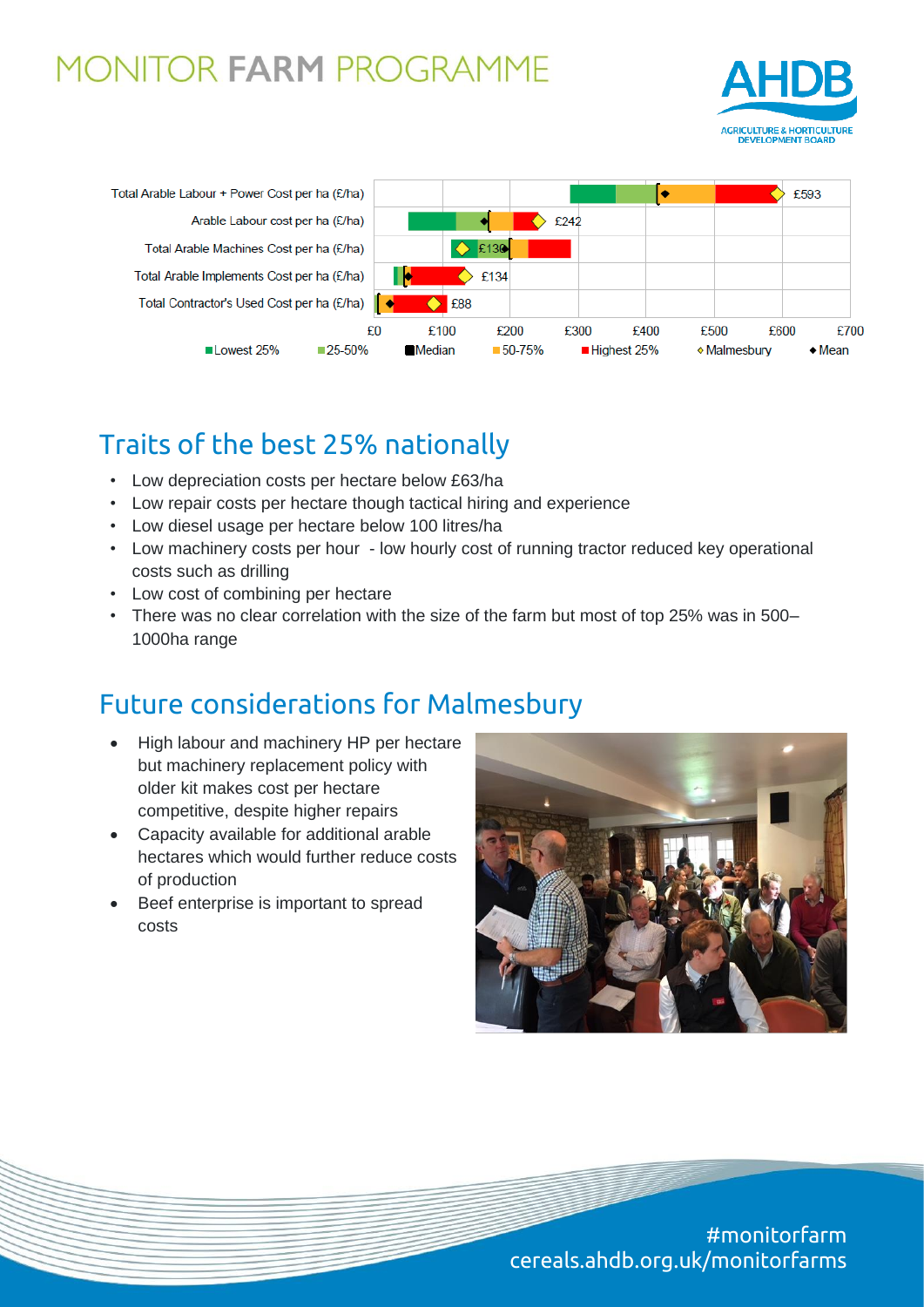Total Arable Labour + Power Cost per ha (£/ha) — £593

Arable Labour cost per ha (£/ha) — £242

Total Arable Machines Cost per ha (£/ha) — £130

Total Arable Implements Cost per ha (£/ha) — £134

Total Contractor's Used Cost per ha (£/ha) — £88

£0 £100 £200 £300 £400 £500 £600 £700

Lowest 25% | 25-50% | Median | 50-75% | Highest 25% | Malmesbury | Mean

## Traits of the best 25% nationally

- Low depreciation costs per hectare below £63/ha
- Low repair costs per hectare though tactical hiring and experience
- Low diesel usage per hectare below 100 litres/ha
- Low machinery costs per hour - low hourly cost of running tractor reduced key operational costs such as drilling
- Low cost of combining per hectare
- There was no clear correlation with the size of the farm but most of top 25% was in 500–1000ha range

## Future considerations for Malmesbury

- High labour and machinery HP per hectare but machinery replacement policy with older kit makes cost per hectare competitive, despite higher repairs
- Capacity available for additional arable hectares which would further reduce costs of production
- Beef enterprise is important to spread costs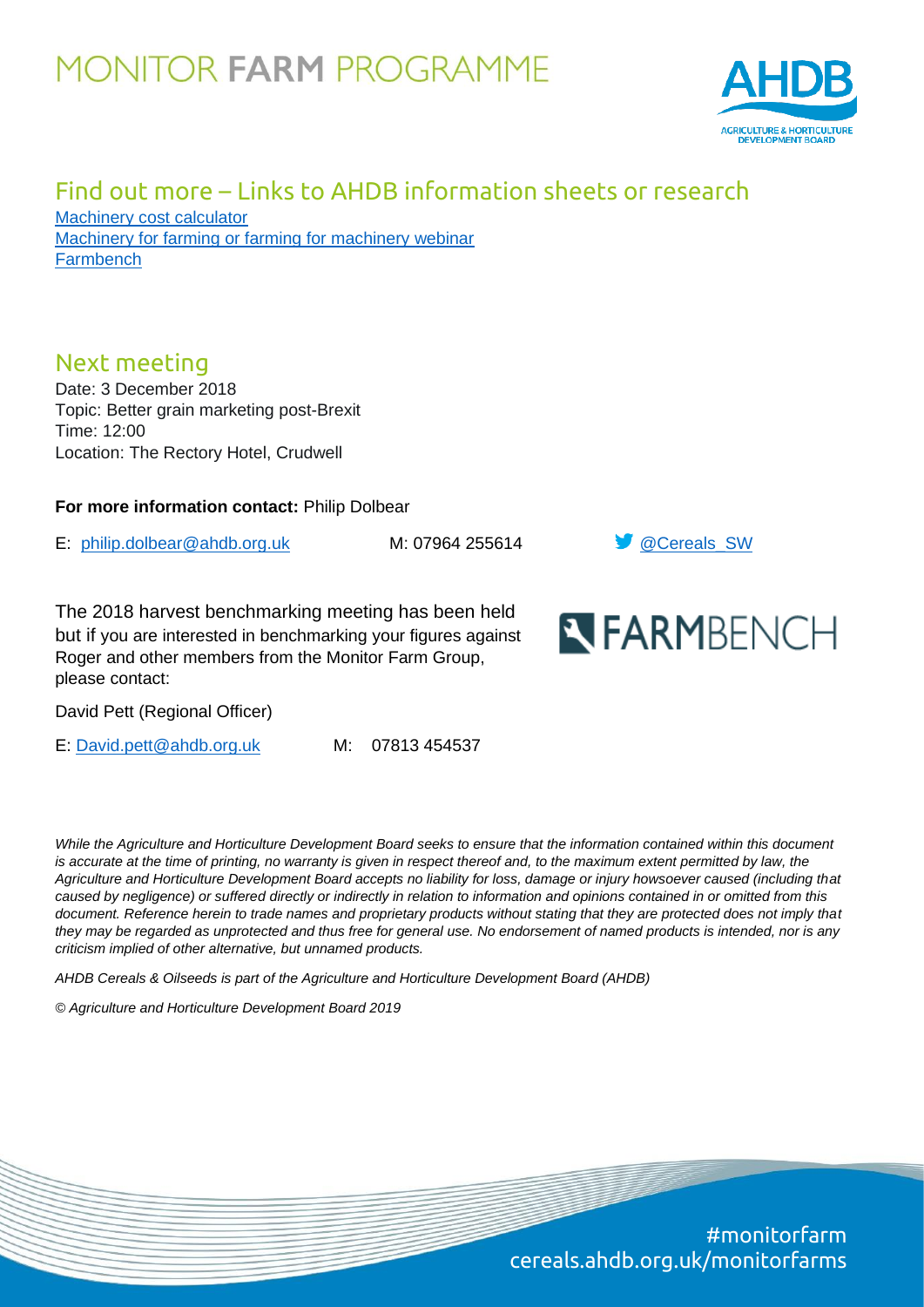# MONITOR FARM PROGRAMME

## Find out more – Links to AHDB information sheets or research

Machinery cost calculator
Machinery for farming or farming for machinery webinar
Farmbench

## Next meeting

Date: 3 December 2018
Topic: Better grain marketing post-Brexit
Time: 12:00
Location: The Rectory Hotel, Crudwell

**For more information contact:** Philip Dolbear

E: philip.dolbear@ahdb.org.uk  M: 07964 255614  @Cereals_SW

The 2018 harvest benchmarking meeting has been held but if you are interested in benchmarking your figures against Roger and other members from the Monitor Farm Group, please contact:

David Pett (Regional Officer)

E: David.pett@ahdb.org.uk  M: 07813 454537

*While the Agriculture and Horticulture Development Board seeks to ensure that the information contained within this document is accurate at the time of printing, no warranty is given in respect thereof and, to the maximum extent permitted by law, the Agriculture and Horticulture Development Board accepts no liability for loss, damage or injury howsoever caused (including that caused by negligence) or suffered directly or indirectly in relation to information and opinions contained in or omitted from this document. Reference herein to trade names and proprietary products without stating that they are protected does not imply that they may be regarded as unprotected and thus free for general use. No endorsement of named products is intended, nor is any criticism implied of other alternative, but unnamed products.*

*AHDB Cereals & Oilseeds is part of the Agriculture and Horticulture Development Board (AHDB)*

*© Agriculture and Horticulture Development Board 2019*

#monitorfarm
cereals.ahdb.org.uk/monitorfarms